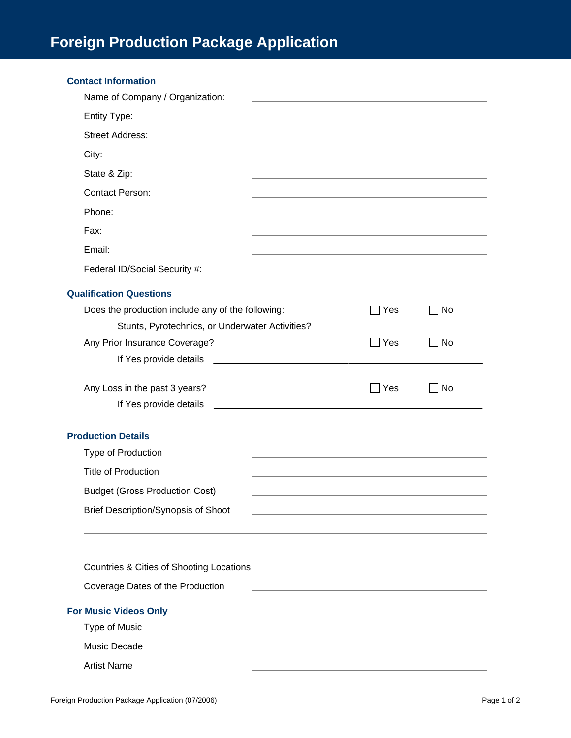# Foreign Production Package Application

## Contact Information

Name of Company / Organization: ______________________

Entity Type: ______________________

Street Address: ______________________

City: ______________________

State & Zip: ______________________

Contact Person: ______________________

Phone: ______________________

Fax: ______________________

Email: ______________________

Federal ID/Social Security #: ______________________

## Qualification Questions

Does the production include any of the following: ☐ Yes ☐ No

Stunts, Pyrotechnics, or Underwater Activities?

Any Prior Insurance Coverage? ☐ Yes ☐ No

If Yes provide details ______________________

Any Loss in the past 3 years? ☐ Yes ☐ No

If Yes provide details ______________________

## Production Details

Type of Production ______________________

Title of Production ______________________

Budget (Gross Production Cost) ______________________

Brief Description/Synopsis of Shoot ______________________

______________________

______________________

Countries & Cities of Shooting Locations ______________________

Coverage Dates of the Production ______________________

## For Music Videos Only

Type of Music ______________________

Music Decade ______________________

Artist Name ______________________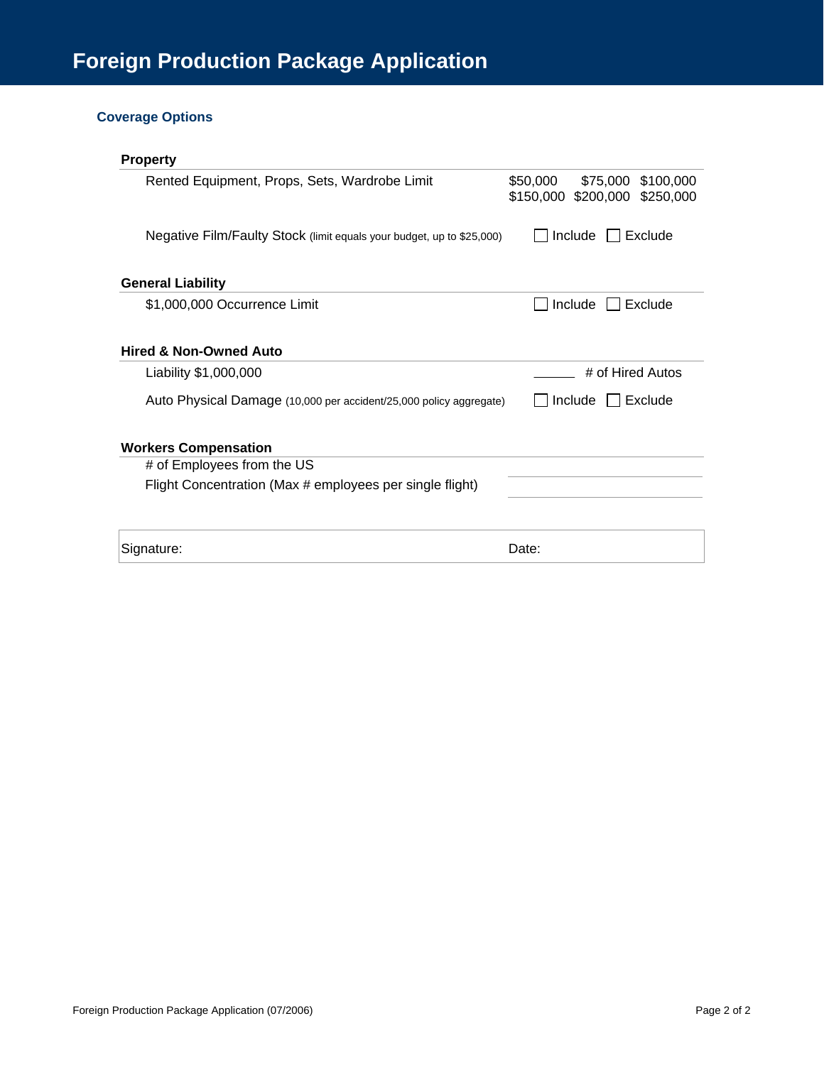# Foreign Production Package Application

## Coverage Options

### Property

| | |
|---|---|
| Rented Equipment, Props, Sets, Wardrobe Limit | $50,000 $75,000 $100,000 $150,000 $200,000 $250,000 |
| Negative Film/Faulty Stock (limit equals your budget, up to $25,000) | ☐ Include ☐ Exclude |

### General Liability

| | |
|---|---|
| $1,000,000 Occurrence Limit | ☐ Include ☐ Exclude |

### Hired & Non-Owned Auto

| | |
|---|---|
| Liability $1,000,000 | ______ # of Hired Autos |
| Auto Physical Damage (10,000 per accident/25,000 policy aggregate) | ☐ Include ☐ Exclude |

### Workers Compensation

| | |
|---|---|
| # of Employees from the US | |
| Flight Concentration (Max # employees per single flight) | |

| | |
|---|---|
| Signature: | Date: |